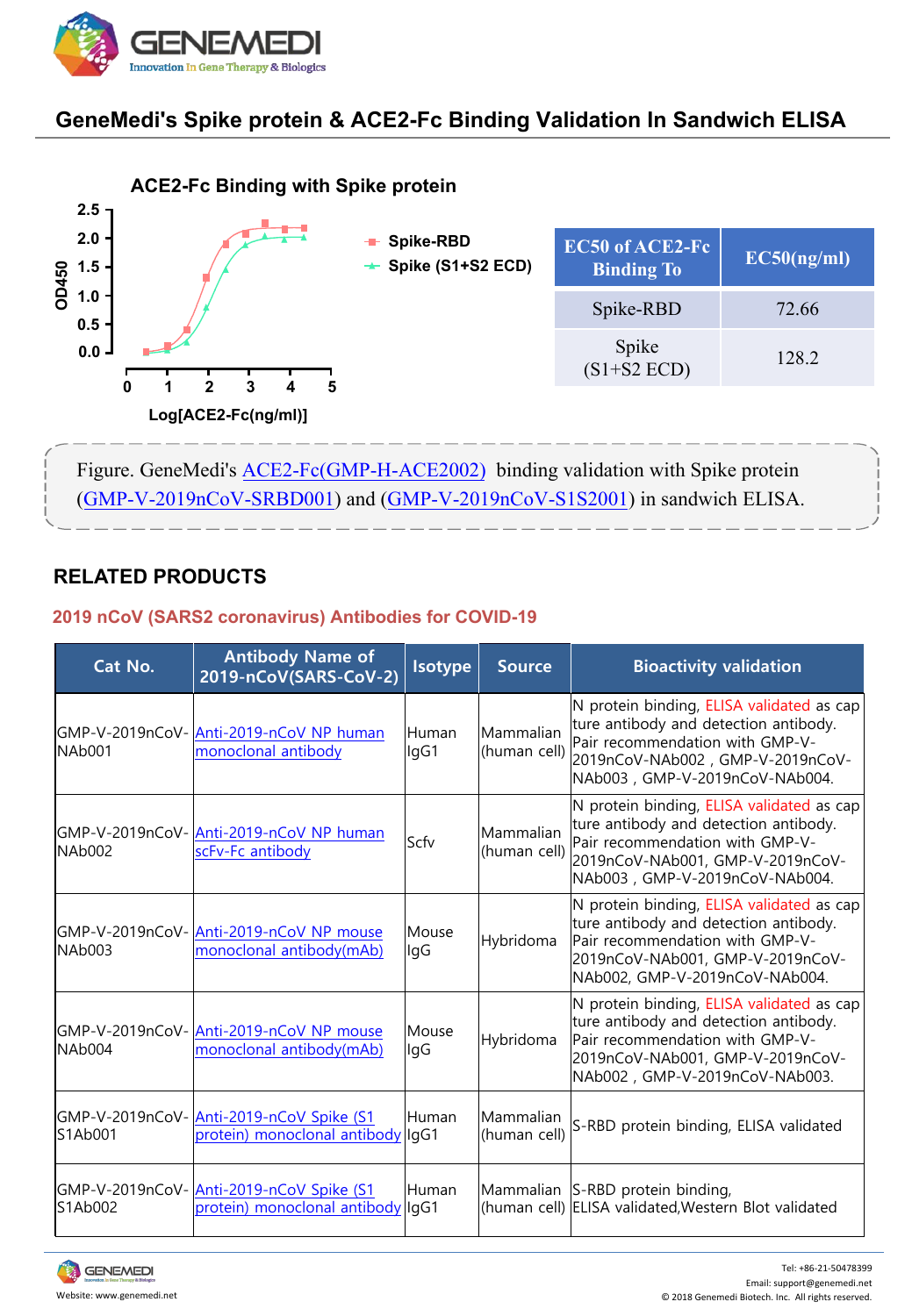## GeneMedi's Spike protein & ACE2-Fc Binding Validation In Sandwich ELISA

**ACE2-Fc Binding with Spike protein**

| EC50 of ACE2-Fc Binding To | EC50(ng/ml) |
|---|---|
| Spike-RBD | 72.66 |
| Spike (S1+S2 ECD) | 128.2 |

Figure. GeneMedi's ACE2-Fc(GMP-H-ACE2002) binding validation with Spike protein (GMP-V-2019nCoV-SRBD001) and (GMP-V-2019nCoV-S1S2001) in sandwich ELISA.

## RELATED PRODUCTS

### 2019 nCoV (SARS2 coronavirus) Antibodies for COVID-19

| Cat No. | Antibody Name of 2019-nCoV(SARS-CoV-2) | Isotype | Source | Bioactivity validation |
|---|---|---|---|---|
| GMP-V-2019nCoV-NAb001 | Anti-2019-nCoV NP human monoclonal antibody | Human IgG1 | Mammalian (human cell) | N protein binding, ELISA validated as capture antibody and detection antibody. Pair recommendation with GMP-V-2019nCoV-NAb002 , GMP-V-2019nCoV-NAb003 , GMP-V-2019nCoV-NAb004. |
| GMP-V-2019nCoV-NAb002 | Anti-2019-nCoV NP human scFv-Fc antibody | Scfv | Mammalian (human cell) | N protein binding, ELISA validated as capture antibody and detection antibody. Pair recommendation with GMP-V-2019nCoV-NAb001, GMP-V-2019nCoV-NAb003 , GMP-V-2019nCoV-NAb004. |
| GMP-V-2019nCoV-NAb003 | Anti-2019-nCoV NP mouse monoclonal antibody(mAb) | Mouse IgG | Hybridoma | N protein binding, ELISA validated as capture antibody and detection antibody. Pair recommendation with GMP-V-2019nCoV-NAb001, GMP-V-2019nCoV-NAb002, GMP-V-2019nCoV-NAb004. |
| GMP-V-2019nCoV-NAb004 | Anti-2019-nCoV NP mouse monoclonal antibody(mAb) | Mouse IgG | Hybridoma | N protein binding, ELISA validated as capture antibody and detection antibody. Pair recommendation with GMP-V-2019nCoV-NAb001, GMP-V-2019nCoV-NAb002 , GMP-V-2019nCoV-NAb003. |
| GMP-V-2019nCoV-S1Ab001 | Anti-2019-nCoV Spike (S1 protein) monoclonal antibody | Human IgG1 | Mammalian (human cell) | S-RBD protein binding, ELISA validated |
| GMP-V-2019nCoV-S1Ab002 | Anti-2019-nCoV Spike (S1 protein) monoclonal antibody | Human IgG1 | Mammalian (human cell) | S-RBD protein binding, ELISA validated,Western Blot validated |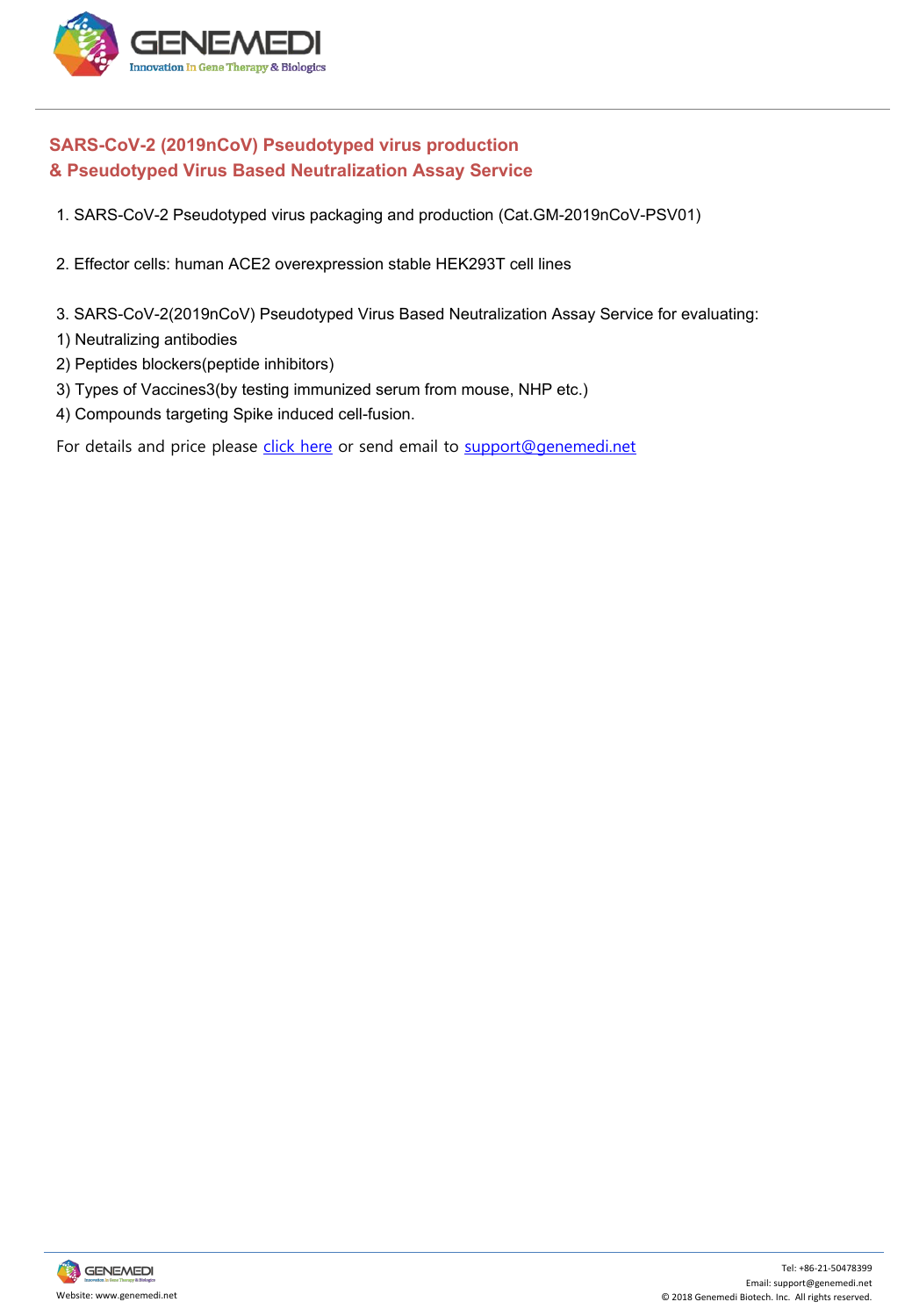## SARS-CoV-2 (2019nCoV) Pseudotyped virus production & Pseudotyped Virus Based Neutralization Assay Service

1. SARS-CoV-2 Pseudotyped virus packaging and production (Cat.GM-2019nCoV-PSV01)

2. Effector cells: human ACE2 overexpression stable HEK293T cell lines

3. SARS-CoV-2(2019nCoV) Pseudotyped Virus Based Neutralization Assay Service for evaluating:

1) Neutralizing antibodies
2) Peptides blockers(peptide inhibitors)
3) Types of Vaccines3(by testing immunized serum from mouse, NHP etc.)
4) Compounds targeting Spike induced cell-fusion.

For details and price please click here or send email to support@genemedi.net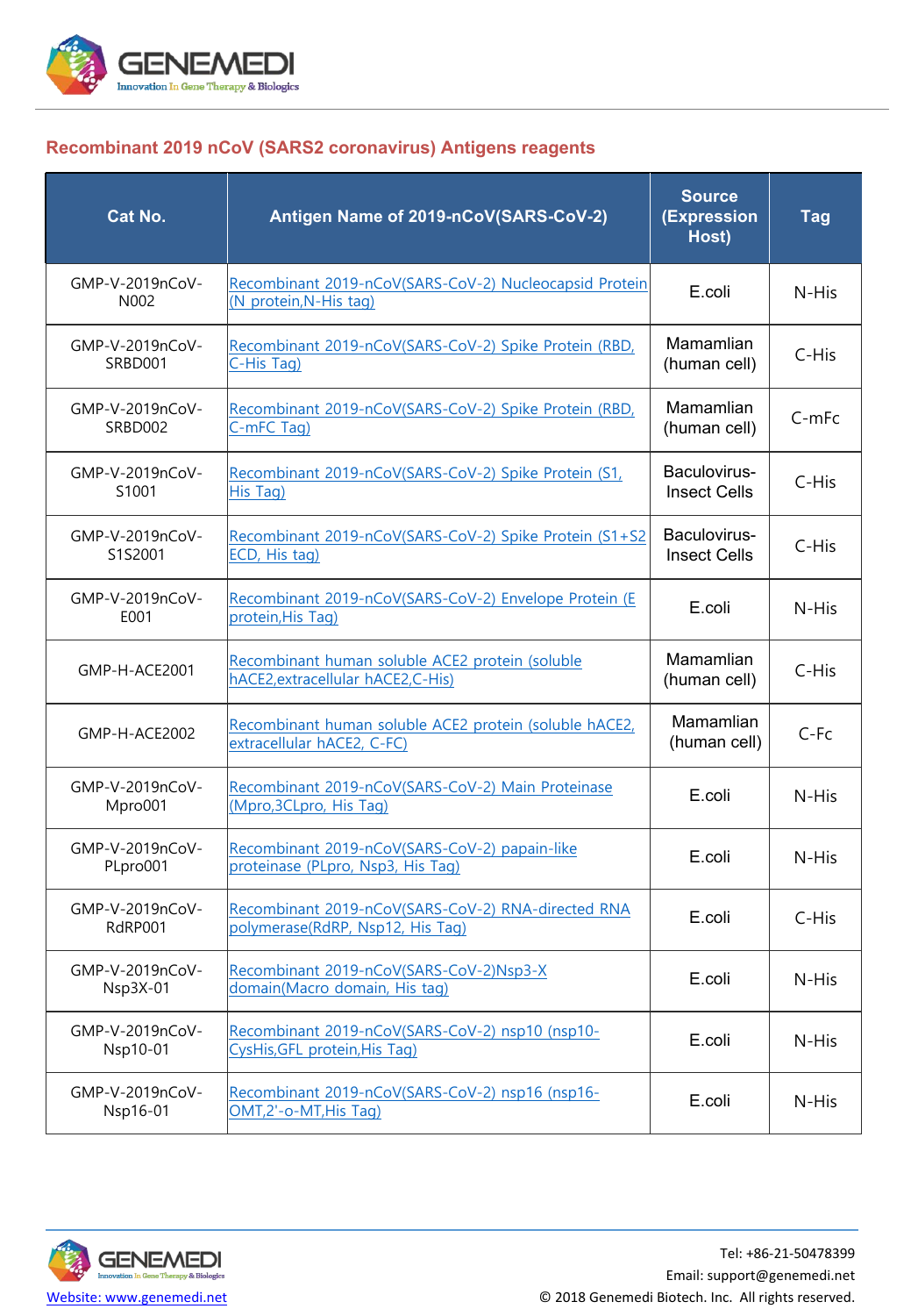## Recombinant 2019 nCoV (SARS2 coronavirus) Antigens reagents

| Cat No. | Antigen Name of 2019-nCoV(SARS-CoV-2) | Source (Expression Host) | Tag |
|---|---|---|---|
| GMP-V-2019nCoV-N002 | Recombinant 2019-nCoV(SARS-CoV-2) Nucleocapsid Protein (N protein,N-His tag) | E.coli | N-His |
| GMP-V-2019nCoV-SRBD001 | Recombinant 2019-nCoV(SARS-CoV-2) Spike Protein (RBD, C-His Tag) | Mamamlian (human cell) | C-His |
| GMP-V-2019nCoV-SRBD002 | Recombinant 2019-nCoV(SARS-CoV-2) Spike Protein (RBD, C-mFC Tag) | Mamamlian (human cell) | C-mFc |
| GMP-V-2019nCoV-S1001 | Recombinant 2019-nCoV(SARS-CoV-2) Spike Protein (S1, His Tag) | Baculovirus-Insect Cells | C-His |
| GMP-V-2019nCoV-S1S2001 | Recombinant 2019-nCoV(SARS-CoV-2) Spike Protein (S1+S2 ECD, His tag) | Baculovirus-Insect Cells | C-His |
| GMP-V-2019nCoV-E001 | Recombinant 2019-nCoV(SARS-CoV-2) Envelope Protein (E protein,His Tag) | E.coli | N-His |
| GMP-H-ACE2001 | Recombinant human soluble ACE2 protein (soluble hACE2,extracellular hACE2,C-His) | Mamamlian (human cell) | C-His |
| GMP-H-ACE2002 | Recombinant human soluble ACE2 protein (soluble hACE2, extracellular hACE2, C-FC) | Mamamlian (human cell) | C-Fc |
| GMP-V-2019nCoV-Mpro001 | Recombinant 2019-nCoV(SARS-CoV-2) Main Proteinase (Mpro,3CLpro, His Tag) | E.coli | N-His |
| GMP-V-2019nCoV-PLpro001 | Recombinant 2019-nCoV(SARS-CoV-2) papain-like proteinase (PLpro, Nsp3, His Tag) | E.coli | N-His |
| GMP-V-2019nCoV-RdRP001 | Recombinant 2019-nCoV(SARS-CoV-2) RNA-directed RNA polymerase(RdRP, Nsp12, His Tag) | E.coli | C-His |
| GMP-V-2019nCoV-Nsp3X-01 | Recombinant 2019-nCoV(SARS-CoV-2)Nsp3-X domain(Macro domain, His tag) | E.coli | N-His |
| GMP-V-2019nCoV-Nsp10-01 | Recombinant 2019-nCoV(SARS-CoV-2) nsp10 (nsp10-CysHis,GFL protein,His Tag) | E.coli | N-His |
| GMP-V-2019nCoV-Nsp16-01 | Recombinant 2019-nCoV(SARS-CoV-2) nsp16 (nsp16-OMT,2'-o-MT,His Tag) | E.coli | N-His |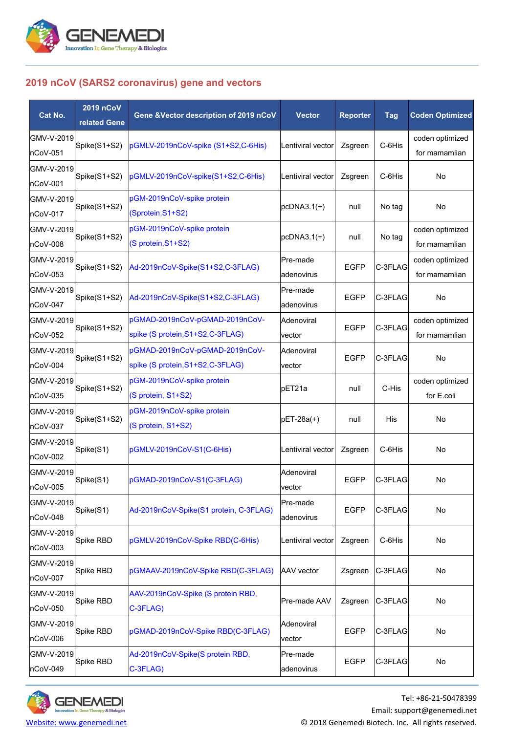## 2019 nCoV (SARS2 coronavirus) gene and vectors

| Cat No. | 2019 nCoV related Gene | Gene &Vector description of 2019 nCoV | Vector | Reporter | Tag | Coden Optimized |
|---|---|---|---|---|---|---|
| GMV-V-2019 nCoV-051 | Spike(S1+S2) | pGMLV-2019nCoV-spike (S1+S2,C-6His) | Lentiviral vector | Zsgreen | C-6His | coden optimized for mamamlian |
| GMV-V-2019 nCoV-001 | Spike(S1+S2) | pGMLV-2019nCoV-spike(S1+S2,C-6His) | Lentiviral vector | Zsgreen | C-6His | No |
| GMV-V-2019 nCoV-017 | Spike(S1+S2) | pGM-2019nCoV-spike protein (Sprotein,S1+S2) | pcDNA3.1(+) | null | No tag | No |
| GMV-V-2019 nCoV-008 | Spike(S1+S2) | pGM-2019nCoV-spike protein (S protein,S1+S2) | pcDNA3.1(+) | null | No tag | coden optimized for mamamlian |
| GMV-V-2019 nCoV-053 | Spike(S1+S2) | Ad-2019nCoV-Spike(S1+S2,C-3FLAG) | Pre-made adenovirus | EGFP | C-3FLAG | coden optimized for mamamlian |
| GMV-V-2019 nCoV-047 | Spike(S1+S2) | Ad-2019nCoV-Spike(S1+S2,C-3FLAG) | Pre-made adenovirus | EGFP | C-3FLAG | No |
| GMV-V-2019 nCoV-052 | Spike(S1+S2) | pGMAD-2019nCoV-pGMAD-2019nCoV-spike (S protein,S1+S2,C-3FLAG) | Adenoviral vector | EGFP | C-3FLAG | coden optimized for mamamlian |
| GMV-V-2019 nCoV-004 | Spike(S1+S2) | pGMAD-2019nCoV-pGMAD-2019nCoV-spike (S protein,S1+S2,C-3FLAG) | Adenoviral vector | EGFP | C-3FLAG | No |
| GMV-V-2019 nCoV-035 | Spike(S1+S2) | pGM-2019nCoV-spike protein (S protein, S1+S2) | pET21a | null | C-His | coden optimized for E.coli |
| GMV-V-2019 nCoV-037 | Spike(S1+S2) | pGM-2019nCoV-spike protein (S protein, S1+S2) | pET-28a(+) | null | His | No |
| GMV-V-2019 nCoV-002 | Spike(S1) | pGMLV-2019nCoV-S1(C-6His) | Lentiviral vector | Zsgreen | C-6His | No |
| GMV-V-2019 nCoV-005 | Spike(S1) | pGMAD-2019nCoV-S1(C-3FLAG) | Adenoviral vector | EGFP | C-3FLAG | No |
| GMV-V-2019 nCoV-048 | Spike(S1) | Ad-2019nCoV-Spike(S1 protein, C-3FLAG) | Pre-made adenovirus | EGFP | C-3FLAG | No |
| GMV-V-2019 nCoV-003 | Spike RBD | pGMLV-2019nCoV-Spike RBD(C-6His) | Lentiviral vector | Zsgreen | C-6His | No |
| GMV-V-2019 nCoV-007 | Spike RBD | pGMAAV-2019nCoV-Spike RBD(C-3FLAG) | AAV vector | Zsgreen | C-3FLAG | No |
| GMV-V-2019 nCoV-050 | Spike RBD | AAV-2019nCoV-Spike (S protein RBD, C-3FLAG) | Pre-made AAV | Zsgreen | C-3FLAG | No |
| GMV-V-2019 nCoV-006 | Spike RBD | pGMAD-2019nCoV-Spike RBD(C-3FLAG) | Adenoviral vector | EGFP | C-3FLAG | No |
| GMV-V-2019 nCoV-049 | Spike RBD | Ad-2019nCoV-Spike(S protein RBD, C-3FLAG) | Pre-made adenovirus | EGFP | C-3FLAG | No |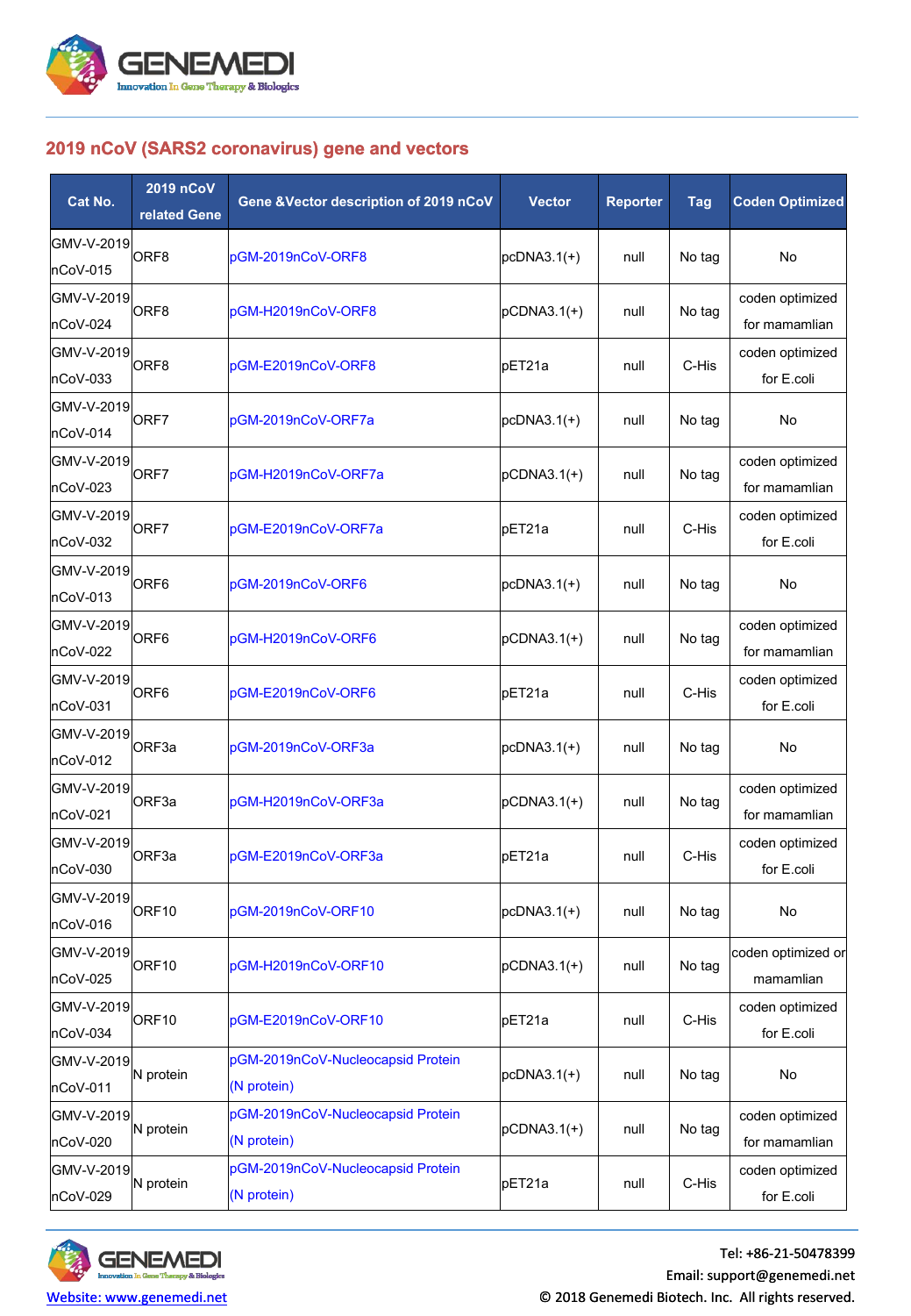## 2019 nCoV (SARS2 coronavirus) gene and vectors

| Cat No. | 2019 nCoV related Gene | Gene &Vector description of 2019 nCoV | Vector | Reporter | Tag | Coden Optimized |
|---|---|---|---|---|---|---|
| GMV-V-2019nCoV-015 | ORF8 | pGM-2019nCoV-ORF8 | pcDNA3.1(+) | null | No tag | No |
| GMV-V-2019nCoV-024 | ORF8 | pGM-H2019nCoV-ORF8 | pCDNA3.1(+) | null | No tag | coden optimized for mamamlian |
| GMV-V-2019nCoV-033 | ORF8 | pGM-E2019nCoV-ORF8 | pET21a | null | C-His | coden optimized for E.coli |
| GMV-V-2019nCoV-014 | ORF7 | pGM-2019nCoV-ORF7a | pcDNA3.1(+) | null | No tag | No |
| GMV-V-2019nCoV-023 | ORF7 | pGM-H2019nCoV-ORF7a | pCDNA3.1(+) | null | No tag | coden optimized for mamamlian |
| GMV-V-2019nCoV-032 | ORF7 | pGM-E2019nCoV-ORF7a | pET21a | null | C-His | coden optimized for E.coli |
| GMV-V-2019nCoV-013 | ORF6 | pGM-2019nCoV-ORF6 | pcDNA3.1(+) | null | No tag | No |
| GMV-V-2019nCoV-022 | ORF6 | pGM-H2019nCoV-ORF6 | pCDNA3.1(+) | null | No tag | coden optimized for mamamlian |
| GMV-V-2019nCoV-031 | ORF6 | pGM-E2019nCoV-ORF6 | pET21a | null | C-His | coden optimized for E.coli |
| GMV-V-2019nCoV-012 | ORF3a | pGM-2019nCoV-ORF3a | pcDNA3.1(+) | null | No tag | No |
| GMV-V-2019nCoV-021 | ORF3a | pGM-H2019nCoV-ORF3a | pCDNA3.1(+) | null | No tag | coden optimized for mamamlian |
| GMV-V-2019nCoV-030 | ORF3a | pGM-E2019nCoV-ORF3a | pET21a | null | C-His | coden optimized for E.coli |
| GMV-V-2019nCoV-016 | ORF10 | pGM-2019nCoV-ORF10 | pcDNA3.1(+) | null | No tag | No |
| GMV-V-2019nCoV-025 | ORF10 | pGM-H2019nCoV-ORF10 | pCDNA3.1(+) | null | No tag | coden optimized or mamamlian |
| GMV-V-2019nCoV-034 | ORF10 | pGM-E2019nCoV-ORF10 | pET21a | null | C-His | coden optimized for E.coli |
| GMV-V-2019nCoV-011 | N protein | pGM-2019nCoV-Nucleocapsid Protein (N protein) | pcDNA3.1(+) | null | No tag | No |
| GMV-V-2019nCoV-020 | N protein | pGM-2019nCoV-Nucleocapsid Protein (N protein) | pCDNA3.1(+) | null | No tag | coden optimized for mamamlian |
| GMV-V-2019nCoV-029 | N protein | pGM-2019nCoV-Nucleocapsid Protein (N protein) | pET21a | null | C-His | coden optimized for E.coli |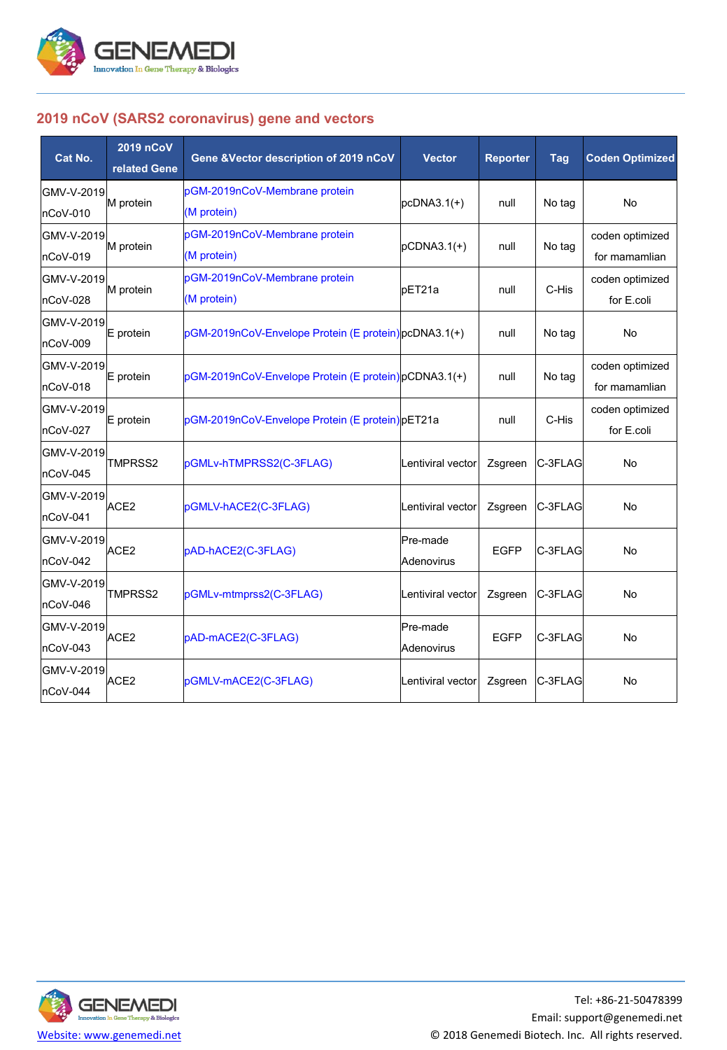## 2019 nCoV (SARS2 coronavirus) gene and vectors

| Cat No. | 2019 nCoV related Gene | Gene &Vector description of 2019 nCoV | Vector | Reporter | Tag | Coden Optimized |
|---|---|---|---|---|---|---|
| GMV-V-2019 nCoV-010 | M protein | pGM-2019nCoV-Membrane protein (M protein) | pcDNA3.1(+) | null | No tag | No |
| GMV-V-2019 nCoV-019 | M protein | pGM-2019nCoV-Membrane protein (M protein) | pCDNA3.1(+) | null | No tag | coden optimized for mamamlian |
| GMV-V-2019 nCoV-028 | M protein | pGM-2019nCoV-Membrane protein (M protein) | pET21a | null | C-His | coden optimized for E.coli |
| GMV-V-2019 nCoV-009 | E protein | pGM-2019nCoV-Envelope Protein (E protein) | pcDNA3.1(+) | null | No tag | No |
| GMV-V-2019 nCoV-018 | E protein | pGM-2019nCoV-Envelope Protein (E protein) | pCDNA3.1(+) | null | No tag | coden optimized for mamamlian |
| GMV-V-2019 nCoV-027 | E protein | pGM-2019nCoV-Envelope Protein (E protein) | pET21a | null | C-His | coden optimized for E.coli |
| GMV-V-2019 nCoV-045 | TMPRSS2 | pGMLv-hTMPRSS2(C-3FLAG) | Lentiviral vector | Zsgreen | C-3FLAG | No |
| GMV-V-2019 nCoV-041 | ACE2 | pGMLV-hACE2(C-3FLAG) | Lentiviral vector | Zsgreen | C-3FLAG | No |
| GMV-V-2019 nCoV-042 | ACE2 | pAD-hACE2(C-3FLAG) | Pre-made Adenovirus | EGFP | C-3FLAG | No |
| GMV-V-2019 nCoV-046 | TMPRSS2 | pGMLv-mtmprss2(C-3FLAG) | Lentiviral vector | Zsgreen | C-3FLAG | No |
| GMV-V-2019 nCoV-043 | ACE2 | pAD-mACE2(C-3FLAG) | Pre-made Adenovirus | EGFP | C-3FLAG | No |
| GMV-V-2019 nCoV-044 | ACE2 | pGMLV-mACE2(C-3FLAG) | Lentiviral vector | Zsgreen | C-3FLAG | No |